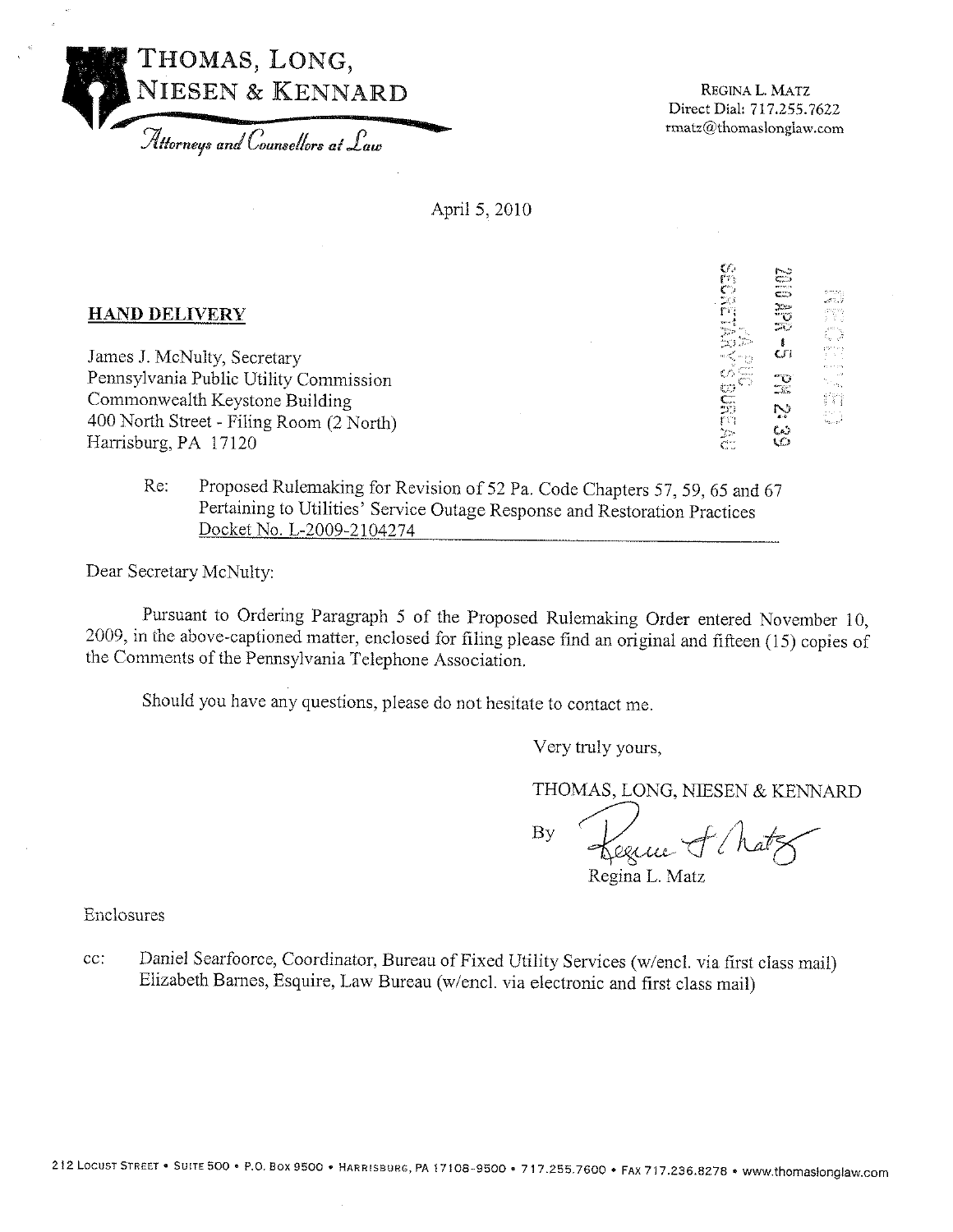THOMAS, LONG,
NIESEN & KENNARD

*Attorneys and Counsellors at Law*

REGINA L. MATZ
Direct Dial: 717.255.7622
rmatz@thomaslonglaw.com

April 5, 2010

RECEIVED
2010 APR -5 PM 2:39
PA PUC
SECRETARY'S BUREAU

**HAND DELIVERY**

James J. McNulty, Secretary
Pennsylvania Public Utility Commission
Commonwealth Keystone Building
400 North Street - Filing Room (2 North)
Harrisburg, PA 17120

Re: Proposed Rulemaking for Revision of 52 Pa. Code Chapters 57, 59, 65 and 67 Pertaining to Utilities' Service Outage Response and Restoration Practices
Docket No. L-2009-2104274

Dear Secretary McNulty:

Pursuant to Ordering Paragraph 5 of the Proposed Rulemaking Order entered November 10, 2009, in the above-captioned matter, enclosed for filing please find an original and fifteen (15) copies of the Comments of the Pennsylvania Telephone Association.

Should you have any questions, please do not hesitate to contact me.

Very truly yours,

THOMAS, LONG, NIESEN & KENNARD

By Regina L. Matz
Regina L. Matz

Enclosures

cc: Daniel Searfoorce, Coordinator, Bureau of Fixed Utility Services (w/encl. via first class mail)
Elizabeth Barnes, Esquire, Law Bureau (w/encl. via electronic and first class mail)

212 LOCUST STREET • SUITE 500 • P.O. BOX 9500 • HARRISBURG, PA 17108-9500 • 717.255.7600 • FAX 717.236.8278 • www.thomaslonglaw.com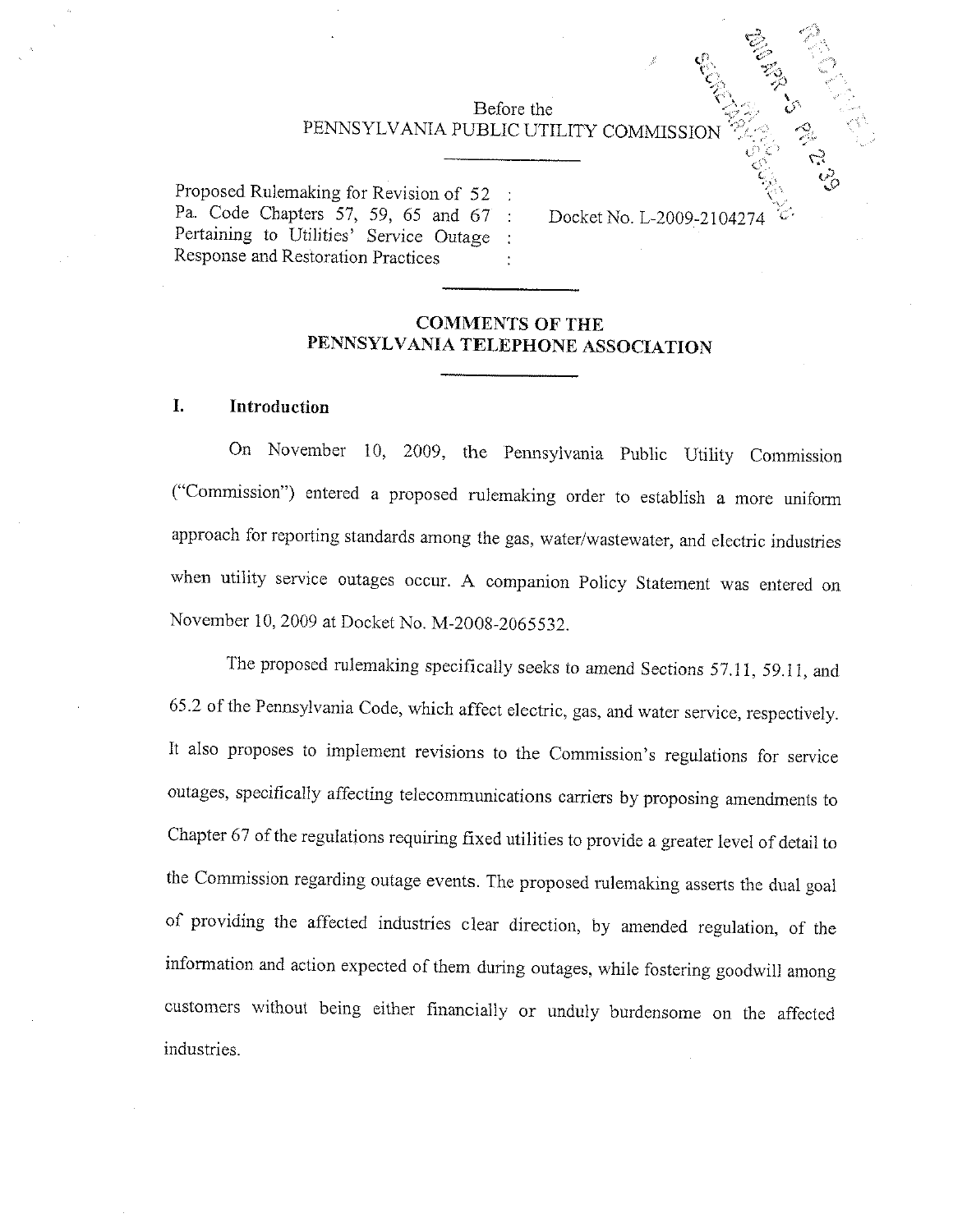Before the
PENNSYLVANIA PUBLIC UTILITY COMMISSION

Proposed Rulemaking for Revision of 52 Pa. Code Chapters 57, 59, 65 and 67 Pertaining to Utilities' Service Outage Response and Restoration Practices : Docket No. L-2009-2104274

## COMMENTS OF THE PENNSYLVANIA TELEPHONE ASSOCIATION

### I. Introduction

On November 10, 2009, the Pennsylvania Public Utility Commission ("Commission") entered a proposed rulemaking order to establish a more uniform approach for reporting standards among the gas, water/wastewater, and electric industries when utility service outages occur. A companion Policy Statement was entered on November 10, 2009 at Docket No. M-2008-2065532.

The proposed rulemaking specifically seeks to amend Sections 57.11, 59.11, and 65.2 of the Pennsylvania Code, which affect electric, gas, and water service, respectively. It also proposes to implement revisions to the Commission's regulations for service outages, specifically affecting telecommunications carriers by proposing amendments to Chapter 67 of the regulations requiring fixed utilities to provide a greater level of detail to the Commission regarding outage events. The proposed rulemaking asserts the dual goal of providing the affected industries clear direction, by amended regulation, of the information and action expected of them during outages, while fostering goodwill among customers without being either financially or unduly burdensome on the affected industries.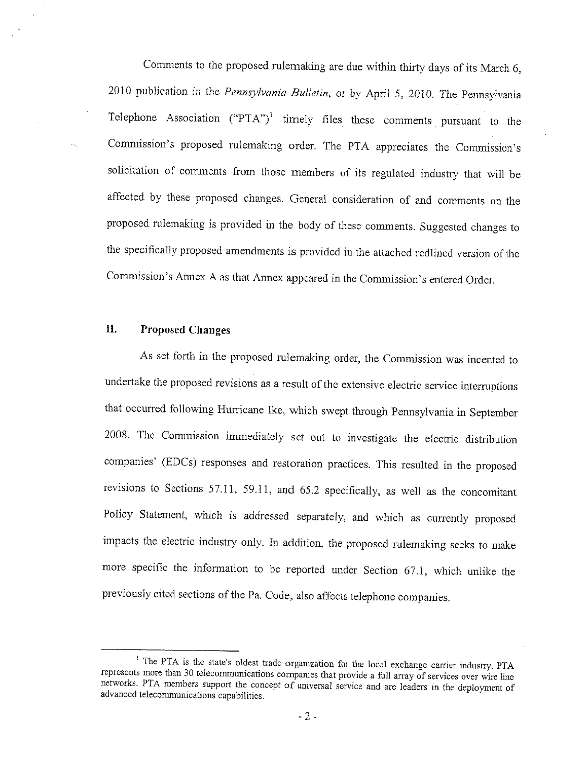Comments to the proposed rulemaking are due within thirty days of its March 6, 2010 publication in the *Pennsylvania Bulletin*, or by April 5, 2010. The Pennsylvania Telephone Association ("PTA")[1] timely files these comments pursuant to the Commission's proposed rulemaking order. The PTA appreciates the Commission's solicitation of comments from those members of its regulated industry that will be affected by these proposed changes. General consideration of and comments on the proposed rulemaking is provided in the body of these comments. Suggested changes to the specifically proposed amendments is provided in the attached redlined version of the Commission's Annex A as that Annex appeared in the Commission's entered Order.

## II. Proposed Changes

As set forth in the proposed rulemaking order, the Commission was incented to undertake the proposed revisions as a result of the extensive electric service interruptions that occurred following Hurricane Ike, which swept through Pennsylvania in September 2008. The Commission immediately set out to investigate the electric distribution companies' (EDCs) responses and restoration practices. This resulted in the proposed revisions to Sections 57.11, 59.11, and 65.2 specifically, as well as the concomitant Policy Statement, which is addressed separately, and which as currently proposed impacts the electric industry only. In addition, the proposed rulemaking seeks to make more specific the information to be reported under Section 67.1, which unlike the previously cited sections of the Pa. Code, also affects telephone companies.

[1] The PTA is the state's oldest trade organization for the local exchange carrier industry. PTA represents more than 30 telecommunications companies that provide a full array of services over wire line networks. PTA members support the concept of universal service and are leaders in the deployment of advanced telecommunications capabilities.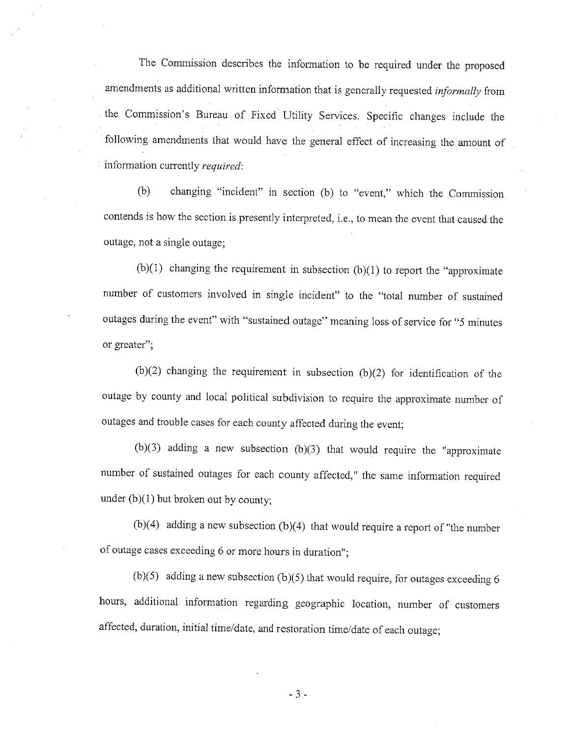The Commission describes the information to be required under the proposed amendments as additional written information that is generally requested *informally* from the Commission's Bureau of Fixed Utility Services. Specific changes include the following amendments that would have the general effect of increasing the amount of information currently *required*:

(b) changing "incident" in section (b) to "event," which the Commission contends is how the section is presently interpreted, i.e., to mean the event that caused the outage, not a single outage;

(b)(1) changing the requirement in subsection (b)(1) to report the "approximate number of customers involved in single incident" to the "total number of sustained outages during the event" with "sustained outage" meaning loss of service for "5 minutes or greater";

(b)(2) changing the requirement in subsection (b)(2) for identification of the outage by county and local political subdivision to require the approximate number of outages and trouble cases for each county affected during the event;

(b)(3) adding a new subsection (b)(3) that would require the "approximate number of sustained outages for each county affected," the same information required under (b)(1) but broken out by county;

(b)(4) adding a new subsection (b)(4) that would require a report of "the number of outage cases exceeding 6 or more hours in duration";

(b)(5) adding a new subsection (b)(5) that would require, for outages exceeding 6 hours, additional information regarding geographic location, number of customers affected, duration, initial time/date, and restoration time/date of each outage;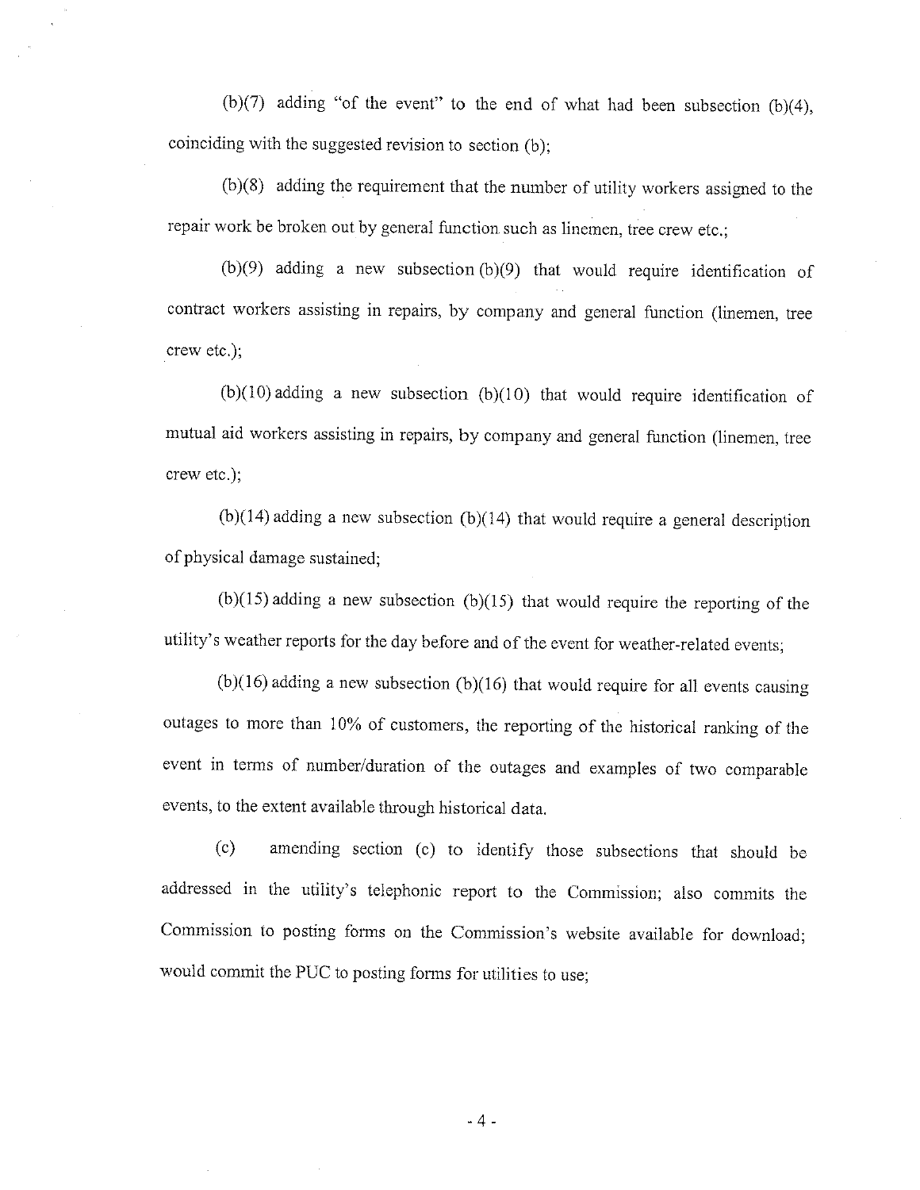(b)(7) adding "of the event" to the end of what had been subsection (b)(4), coinciding with the suggested revision to section (b);

(b)(8) adding the requirement that the number of utility workers assigned to the repair work be broken out by general function such as linemen, tree crew etc.;

(b)(9) adding a new subsection (b)(9) that would require identification of contract workers assisting in repairs, by company and general function (linemen, tree crew etc.);

(b)(10) adding a new subsection (b)(10) that would require identification of mutual aid workers assisting in repairs, by company and general function (linemen, tree crew etc.);

(b)(14) adding a new subsection (b)(14) that would require a general description of physical damage sustained;

(b)(15) adding a new subsection (b)(15) that would require the reporting of the utility's weather reports for the day before and of the event for weather-related events;

(b)(16) adding a new subsection (b)(16) that would require for all events causing outages to more than 10% of customers, the reporting of the historical ranking of the event in terms of number/duration of the outages and examples of two comparable events, to the extent available through historical data.

(c) amending section (c) to identify those subsections that should be addressed in the utility's telephonic report to the Commission; also commits the Commission to posting forms on the Commission's website available for download; would commit the PUC to posting forms for utilities to use;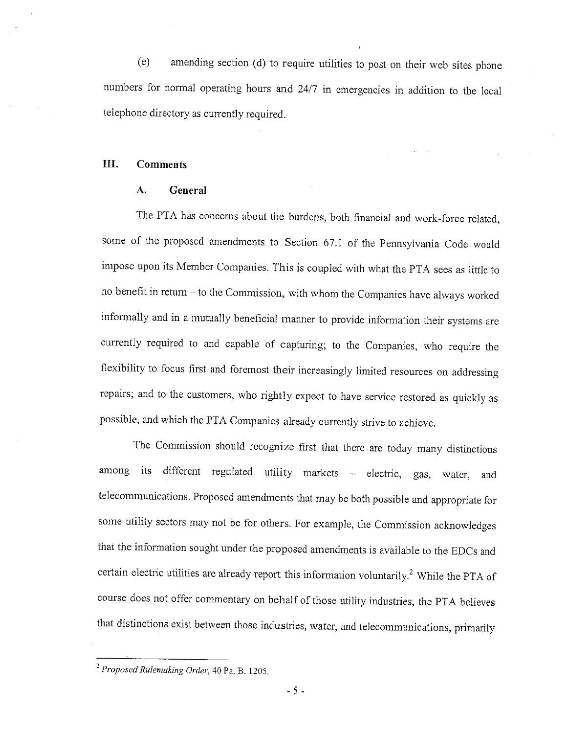(e) amending section (d) to require utilities to post on their web sites phone numbers for normal operating hours and 24/7 in emergencies in addition to the local telephone directory as currently required.

## III. Comments

### A. General

The PTA has concerns about the burdens, both financial and work-force related, some of the proposed amendments to Section 67.1 of the Pennsylvania Code would impose upon its Member Companies. This is coupled with what the PTA sees as little to no benefit in return – to the Commission, with whom the Companies have always worked informally and in a mutually beneficial manner to provide information their systems are currently required to and capable of capturing; to the Companies, who require the flexibility to focus first and foremost their increasingly limited resources on addressing repairs; and to the customers, who rightly expect to have service restored as quickly as possible, and which the PTA Companies already currently strive to achieve.

The Commission should recognize first that there are today many distinctions among its different regulated utility markets – electric, gas, water, and telecommunications. Proposed amendments that may be both possible and appropriate for some utility sectors may not be for others. For example, the Commission acknowledges that the information sought under the proposed amendments is available to the EDCs and certain electric utilities are already report this information voluntarily.[2] While the PTA of course does not offer commentary on behalf of those utility industries, the PTA believes that distinctions exist between those industries, water, and telecommunications, primarily

---

[2] *Proposed Rulemaking Order*, 40 Pa. B. 1205.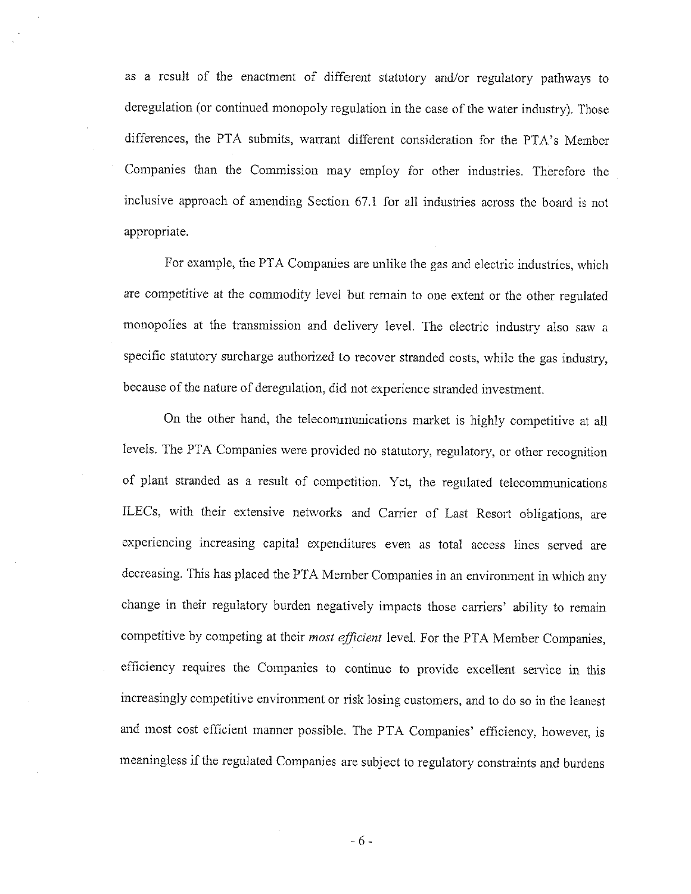as a result of the enactment of different statutory and/or regulatory pathways to deregulation (or continued monopoly regulation in the case of the water industry). Those differences, the PTA submits, warrant different consideration for the PTA's Member Companies than the Commission may employ for other industries. Therefore the inclusive approach of amending Section 67.1 for all industries across the board is not appropriate.

For example, the PTA Companies are unlike the gas and electric industries, which are competitive at the commodity level but remain to one extent or the other regulated monopolies at the transmission and delivery level. The electric industry also saw a specific statutory surcharge authorized to recover stranded costs, while the gas industry, because of the nature of deregulation, did not experience stranded investment.

On the other hand, the telecommunications market is highly competitive at all levels. The PTA Companies were provided no statutory, regulatory, or other recognition of plant stranded as a result of competition. Yet, the regulated telecommunications ILECs, with their extensive networks and Carrier of Last Resort obligations, are experiencing increasing capital expenditures even as total access lines served are decreasing. This has placed the PTA Member Companies in an environment in which any change in their regulatory burden negatively impacts those carriers' ability to remain competitive by competing at their *most efficient* level. For the PTA Member Companies, efficiency requires the Companies to continue to provide excellent service in this increasingly competitive environment or risk losing customers, and to do so in the leanest and most cost efficient manner possible. The PTA Companies' efficiency, however, is meaningless if the regulated Companies are subject to regulatory constraints and burdens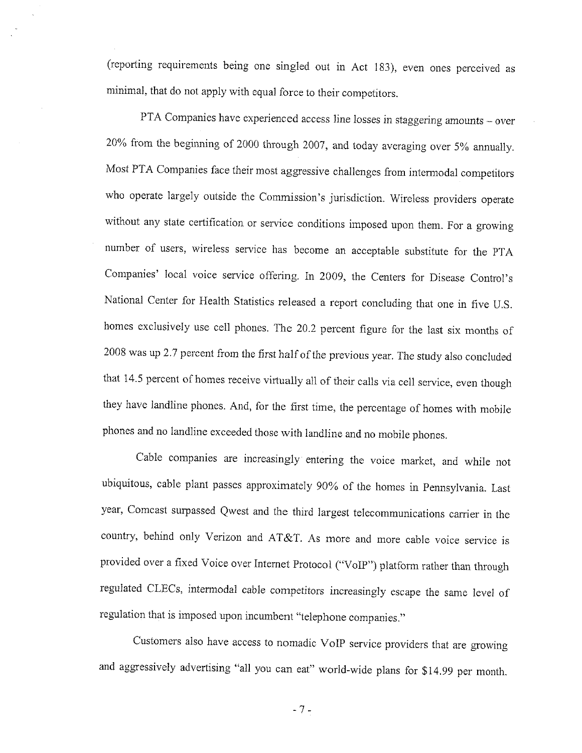(reporting requirements being one singled out in Act 183), even ones perceived as minimal, that do not apply with equal force to their competitors.

PTA Companies have experienced access line losses in staggering amounts – over 20% from the beginning of 2000 through 2007, and today averaging over 5% annually. Most PTA Companies face their most aggressive challenges from intermodal competitors who operate largely outside the Commission's jurisdiction. Wireless providers operate without any state certification or service conditions imposed upon them. For a growing number of users, wireless service has become an acceptable substitute for the PTA Companies' local voice service offering. In 2009, the Centers for Disease Control's National Center for Health Statistics released a report concluding that one in five U.S. homes exclusively use cell phones. The 20.2 percent figure for the last six months of 2008 was up 2.7 percent from the first half of the previous year. The study also concluded that 14.5 percent of homes receive virtually all of their calls via cell service, even though they have landline phones. And, for the first time, the percentage of homes with mobile phones and no landline exceeded those with landline and no mobile phones.

Cable companies are increasingly entering the voice market, and while not ubiquitous, cable plant passes approximately 90% of the homes in Pennsylvania. Last year, Comcast surpassed Qwest and the third largest telecommunications carrier in the country, behind only Verizon and AT&T. As more and more cable voice service is provided over a fixed Voice over Internet Protocol ("VoIP") platform rather than through regulated CLECs, intermodal cable competitors increasingly escape the same level of regulation that is imposed upon incumbent "telephone companies."

Customers also have access to nomadic VoIP service providers that are growing and aggressively advertising "all you can eat" world-wide plans for $14.99 per month.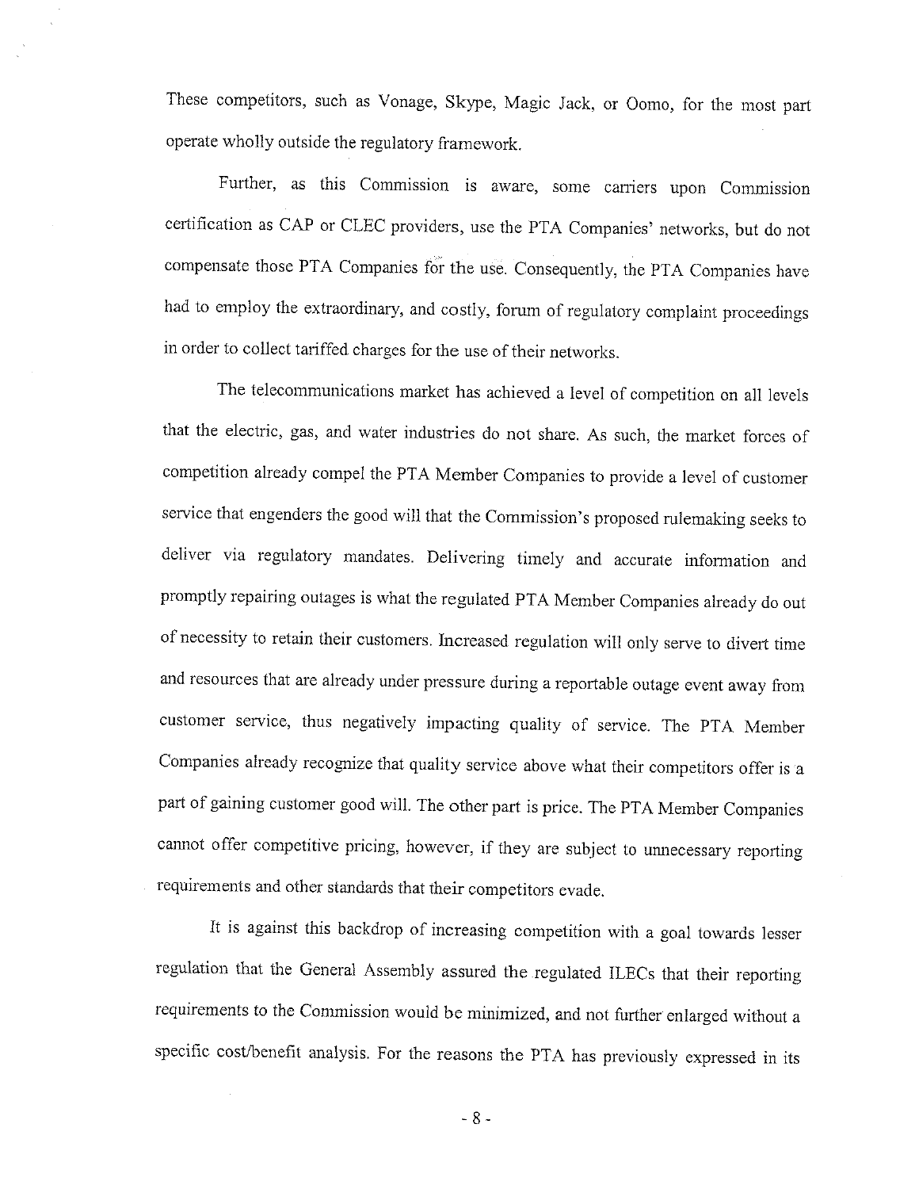These competitors, such as Vonage, Skype, Magic Jack, or Oomo, for the most part operate wholly outside the regulatory framework.

Further, as this Commission is aware, some carriers upon Commission certification as CAP or CLEC providers, use the PTA Companies' networks, but do not compensate those PTA Companies for the use. Consequently, the PTA Companies have had to employ the extraordinary, and costly, forum of regulatory complaint proceedings in order to collect tariffed charges for the use of their networks.

The telecommunications market has achieved a level of competition on all levels that the electric, gas, and water industries do not share. As such, the market forces of competition already compel the PTA Member Companies to provide a level of customer service that engenders the good will that the Commission's proposed rulemaking seeks to deliver via regulatory mandates. Delivering timely and accurate information and promptly repairing outages is what the regulated PTA Member Companies already do out of necessity to retain their customers. Increased regulation will only serve to divert time and resources that are already under pressure during a reportable outage event away from customer service, thus negatively impacting quality of service. The PTA Member Companies already recognize that quality service above what their competitors offer is a part of gaining customer good will. The other part is price. The PTA Member Companies cannot offer competitive pricing, however, if they are subject to unnecessary reporting requirements and other standards that their competitors evade.

It is against this backdrop of increasing competition with a goal towards lesser regulation that the General Assembly assured the regulated ILECs that their reporting requirements to the Commission would be minimized, and not further enlarged without a specific cost/benefit analysis. For the reasons the PTA has previously expressed in its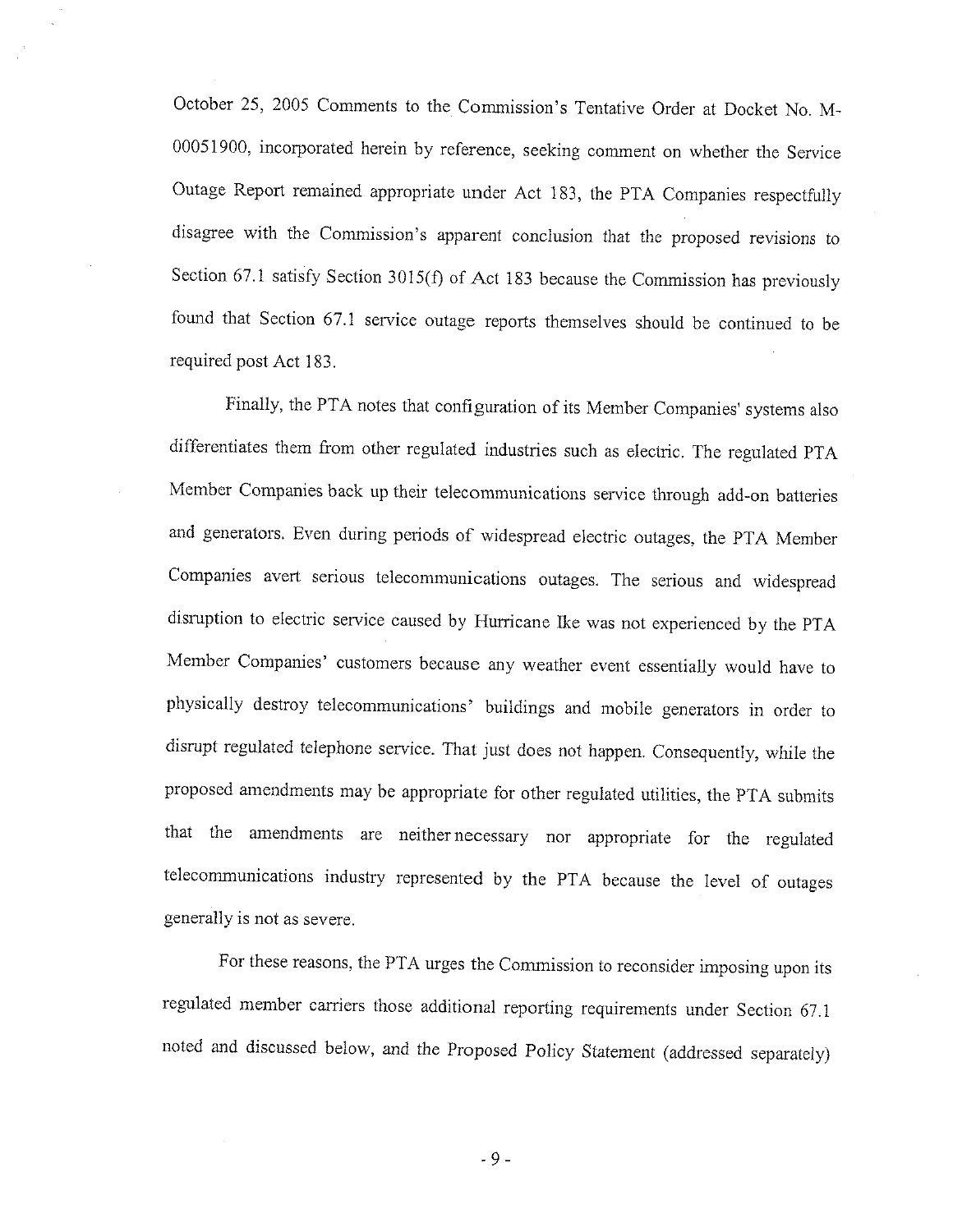October 25, 2005 Comments to the Commission's Tentative Order at Docket No. M-00051900, incorporated herein by reference, seeking comment on whether the Service Outage Report remained appropriate under Act 183, the PTA Companies respectfully disagree with the Commission's apparent conclusion that the proposed revisions to Section 67.1 satisfy Section 3015(f) of Act 183 because the Commission has previously found that Section 67.1 service outage reports themselves should be continued to be required post Act 183.

Finally, the PTA notes that configuration of its Member Companies' systems also differentiates them from other regulated industries such as electric. The regulated PTA Member Companies back up their telecommunications service through add-on batteries and generators. Even during periods of widespread electric outages, the PTA Member Companies avert serious telecommunications outages. The serious and widespread disruption to electric service caused by Hurricane Ike was not experienced by the PTA Member Companies' customers because any weather event essentially would have to physically destroy telecommunications' buildings and mobile generators in order to disrupt regulated telephone service. That just does not happen. Consequently, while the proposed amendments may be appropriate for other regulated utilities, the PTA submits that the amendments are neither necessary nor appropriate for the regulated telecommunications industry represented by the PTA because the level of outages generally is not as severe.

For these reasons, the PTA urges the Commission to reconsider imposing upon its regulated member carriers those additional reporting requirements under Section 67.1 noted and discussed below, and the Proposed Policy Statement (addressed separately)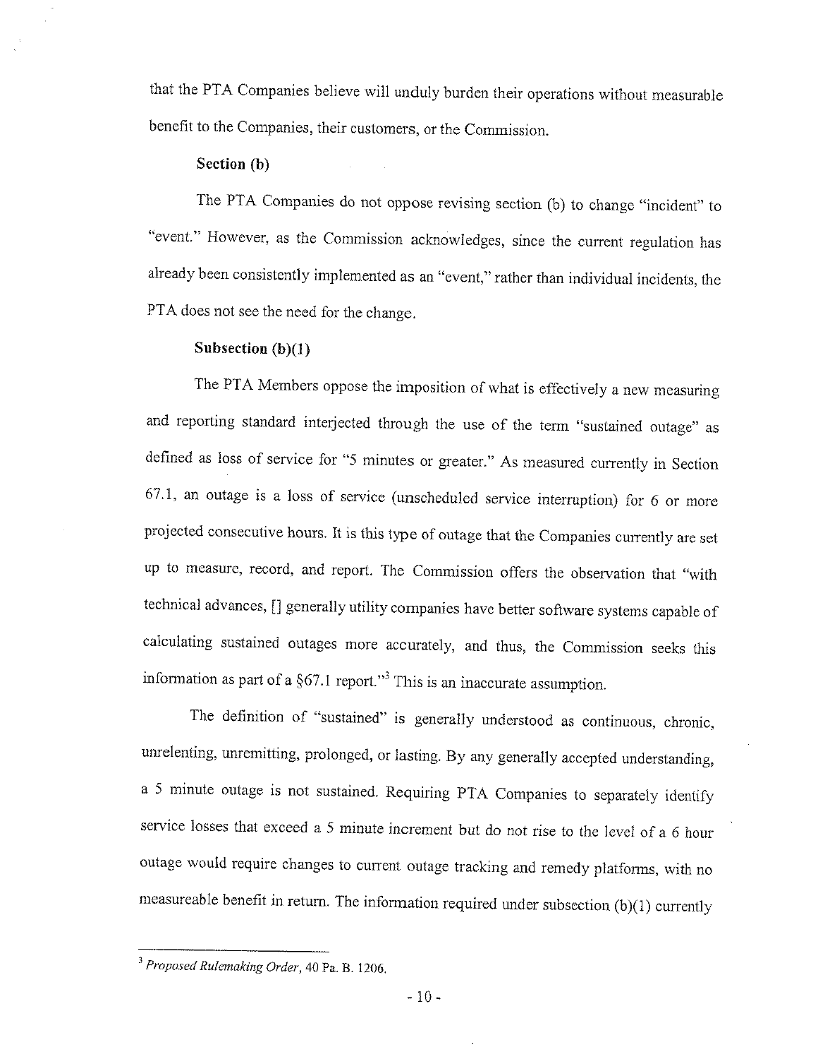that the PTA Companies believe will unduly burden their operations without measurable benefit to the Companies, their customers, or the Commission.

**Section (b)**

The PTA Companies do not oppose revising section (b) to change "incident" to "event." However, as the Commission acknowledges, since the current regulation has already been consistently implemented as an "event," rather than individual incidents, the PTA does not see the need for the change.

**Subsection (b)(1)**

The PTA Members oppose the imposition of what is effectively a new measuring and reporting standard interjected through the use of the term "sustained outage" as defined as loss of service for "5 minutes or greater." As measured currently in Section 67.1, an outage is a loss of service (unscheduled service interruption) for 6 or more projected consecutive hours. It is this type of outage that the Companies currently are set up to measure, record, and report. The Commission offers the observation that "with technical advances, [] generally utility companies have better software systems capable of calculating sustained outages more accurately, and thus, the Commission seeks this information as part of a §67.1 report."[3] This is an inaccurate assumption.

The definition of "sustained" is generally understood as continuous, chronic, unrelenting, unremitting, prolonged, or lasting. By any generally accepted understanding, a 5 minute outage is not sustained. Requiring PTA Companies to separately identify service losses that exceed a 5 minute increment but do not rise to the level of a 6 hour outage would require changes to current outage tracking and remedy platforms, with no measureable benefit in return. The information required under subsection (b)(1) currently

---

[3] *Proposed Rulemaking Order*, 40 Pa. B. 1206.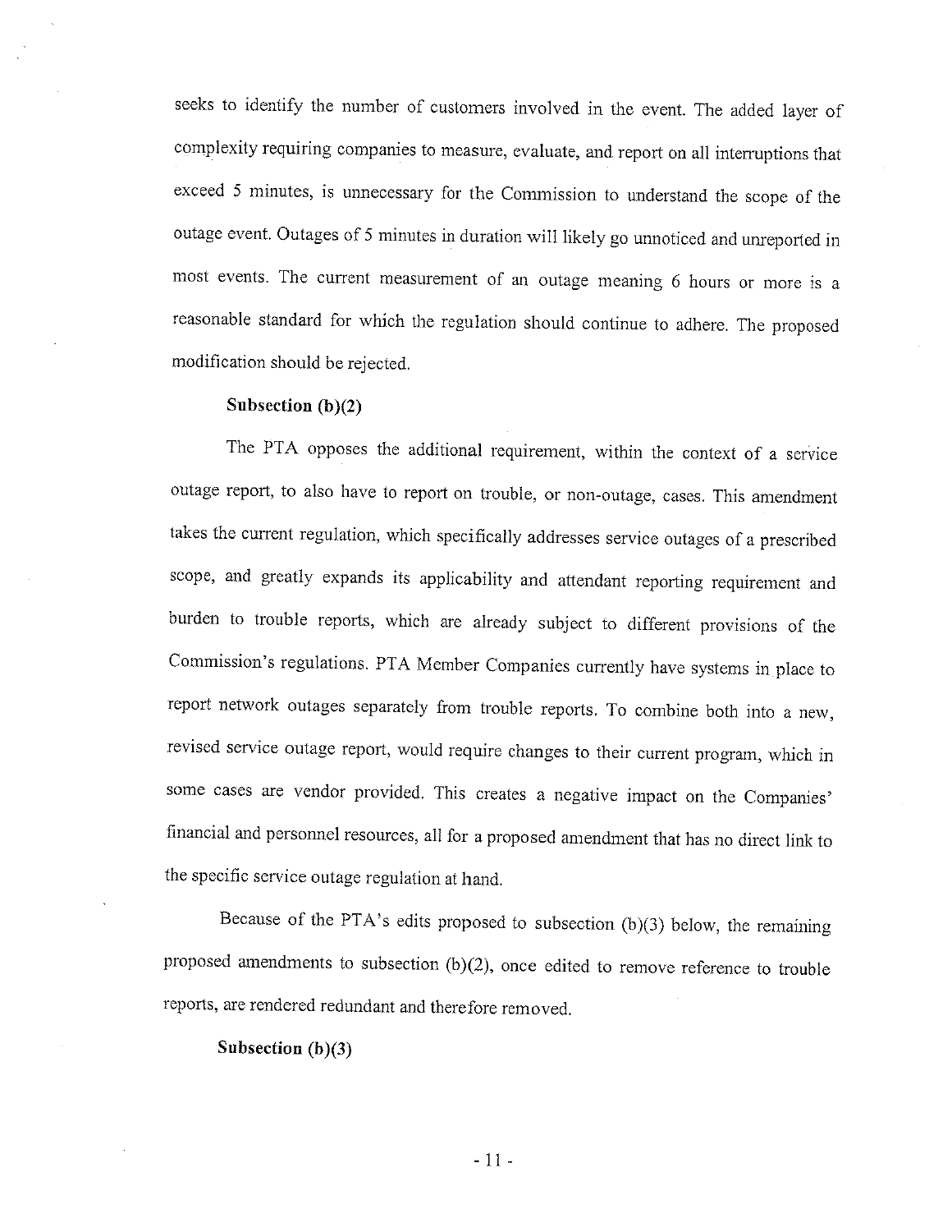seeks to identify the number of customers involved in the event. The added layer of complexity requiring companies to measure, evaluate, and report on all interruptions that exceed 5 minutes, is unnecessary for the Commission to understand the scope of the outage event. Outages of 5 minutes in duration will likely go unnoticed and unreported in most events. The current measurement of an outage meaning 6 hours or more is a reasonable standard for which the regulation should continue to adhere. The proposed modification should be rejected.

**Subsection (b)(2)**

The PTA opposes the additional requirement, within the context of a service outage report, to also have to report on trouble, or non-outage, cases. This amendment takes the current regulation, which specifically addresses service outages of a prescribed scope, and greatly expands its applicability and attendant reporting requirement and burden to trouble reports, which are already subject to different provisions of the Commission's regulations. PTA Member Companies currently have systems in place to report network outages separately from trouble reports. To combine both into a new, revised service outage report, would require changes to their current program, which in some cases are vendor provided. This creates a negative impact on the Companies' financial and personnel resources, all for a proposed amendment that has no direct link to the specific service outage regulation at hand.

Because of the PTA's edits proposed to subsection (b)(3) below, the remaining proposed amendments to subsection (b)(2), once edited to remove reference to trouble reports, are rendered redundant and therefore removed.

**Subsection (b)(3)**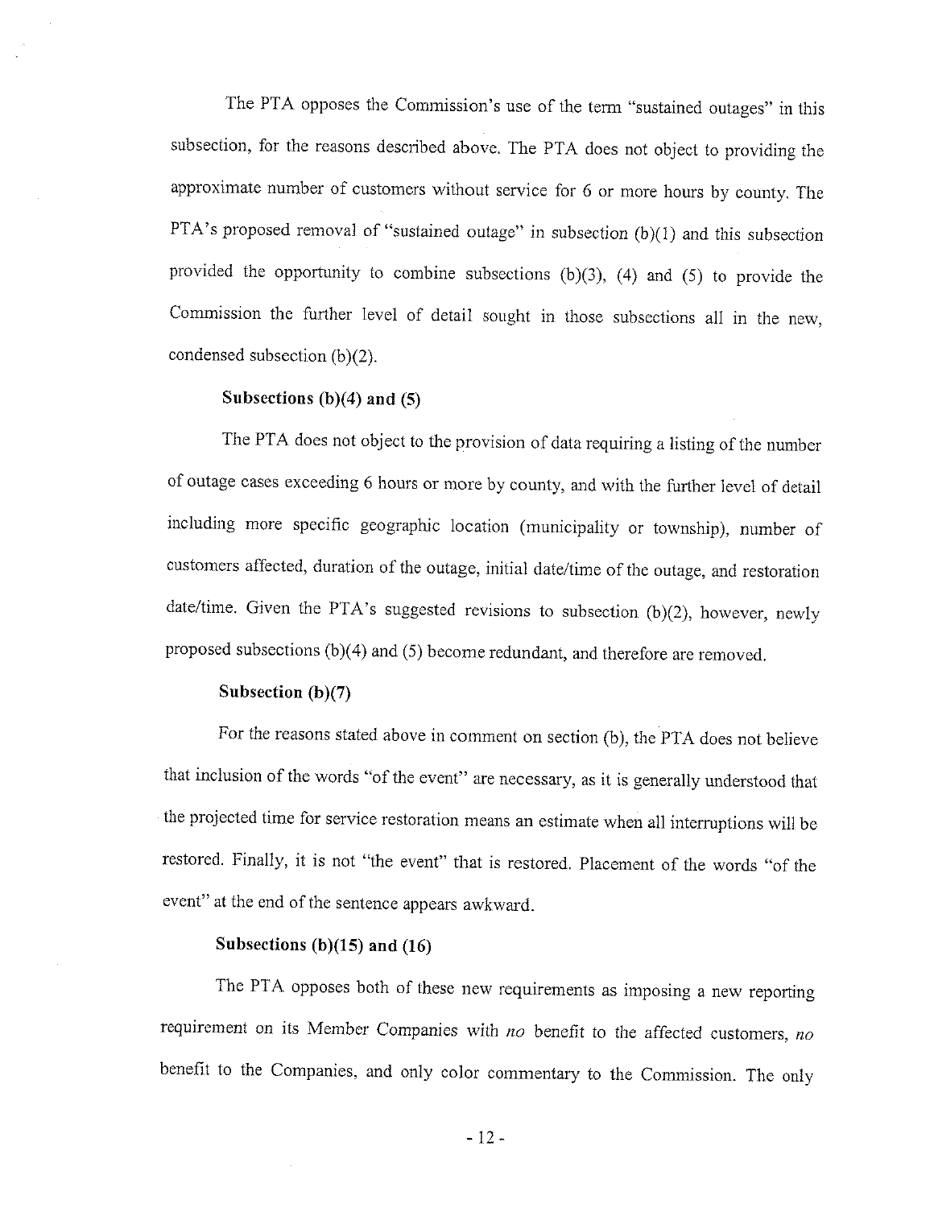The PTA opposes the Commission's use of the term "sustained outages" in this subsection, for the reasons described above. The PTA does not object to providing the approximate number of customers without service for 6 or more hours by county. The PTA's proposed removal of "sustained outage" in subsection (b)(1) and this subsection provided the opportunity to combine subsections (b)(3), (4) and (5) to provide the Commission the further level of detail sought in those subsections all in the new, condensed subsection (b)(2).

**Subsections (b)(4) and (5)**

The PTA does not object to the provision of data requiring a listing of the number of outage cases exceeding 6 hours or more by county, and with the further level of detail including more specific geographic location (municipality or township), number of customers affected, duration of the outage, initial date/time of the outage, and restoration date/time. Given the PTA's suggested revisions to subsection (b)(2), however, newly proposed subsections (b)(4) and (5) become redundant, and therefore are removed.

**Subsection (b)(7)**

For the reasons stated above in comment on section (b), the PTA does not believe that inclusion of the words "of the event" are necessary, as it is generally understood that the projected time for service restoration means an estimate when all interruptions will be restored. Finally, it is not "the event" that is restored. Placement of the words "of the event" at the end of the sentence appears awkward.

**Subsections (b)(15) and (16)**

The PTA opposes both of these new requirements as imposing a new reporting requirement on its Member Companies with *no* benefit to the affected customers, *no* benefit to the Companies, and only color commentary to the Commission. The only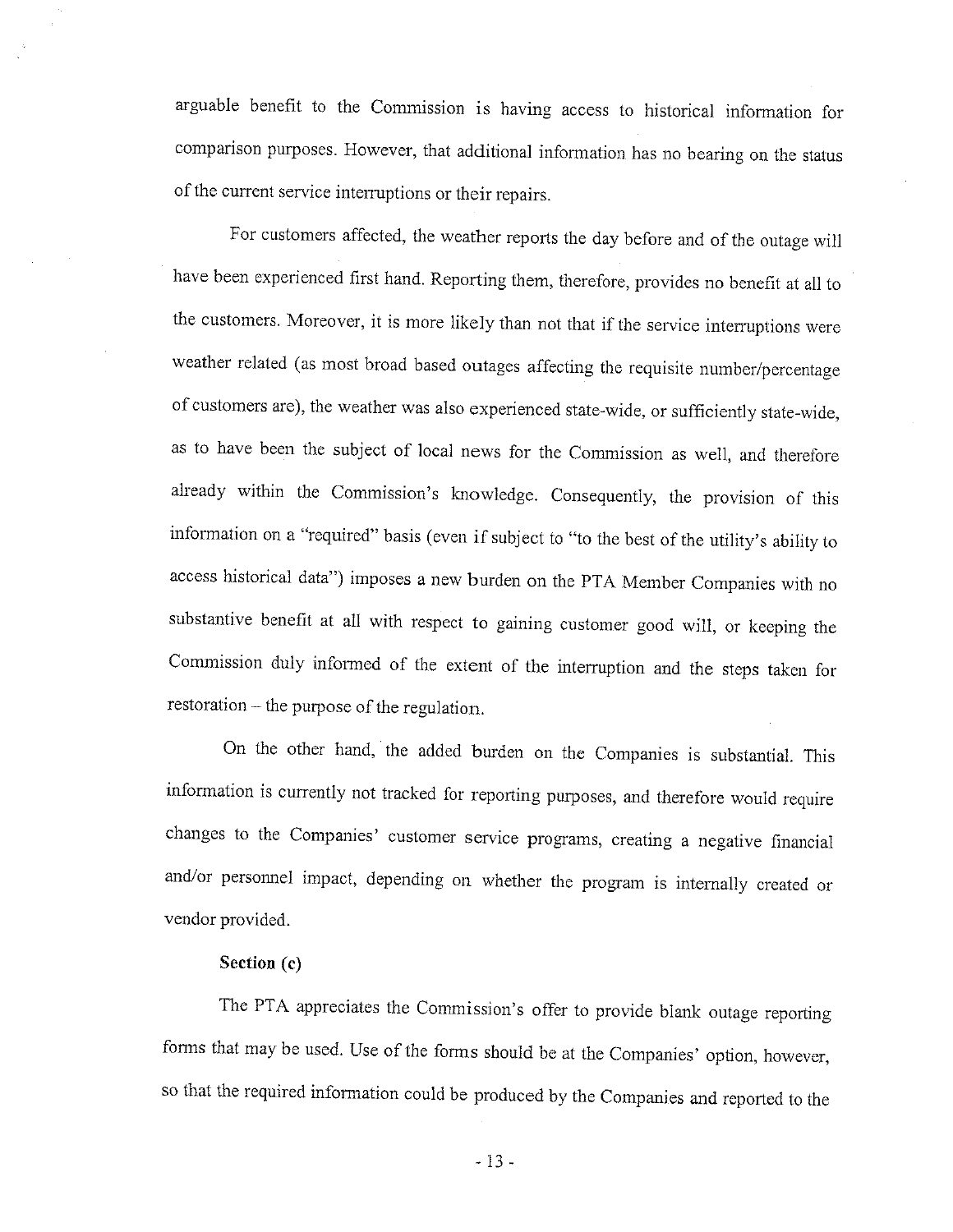arguable benefit to the Commission is having access to historical information for comparison purposes. However, that additional information has no bearing on the status of the current service interruptions or their repairs.

For customers affected, the weather reports the day before and of the outage will have been experienced first hand. Reporting them, therefore, provides no benefit at all to the customers. Moreover, it is more likely than not that if the service interruptions were weather related (as most broad based outages affecting the requisite number/percentage of customers are), the weather was also experienced state-wide, or sufficiently state-wide, as to have been the subject of local news for the Commission as well, and therefore already within the Commission's knowledge. Consequently, the provision of this information on a "required" basis (even if subject to "to the best of the utility's ability to access historical data") imposes a new burden on the PTA Member Companies with no substantive benefit at all with respect to gaining customer good will, or keeping the Commission duly informed of the extent of the interruption and the steps taken for restoration – the purpose of the regulation.

On the other hand, the added burden on the Companies is substantial. This information is currently not tracked for reporting purposes, and therefore would require changes to the Companies' customer service programs, creating a negative financial and/or personnel impact, depending on whether the program is internally created or vendor provided.

**Section (c)**

The PTA appreciates the Commission's offer to provide blank outage reporting forms that may be used. Use of the forms should be at the Companies' option, however, so that the required information could be produced by the Companies and reported to the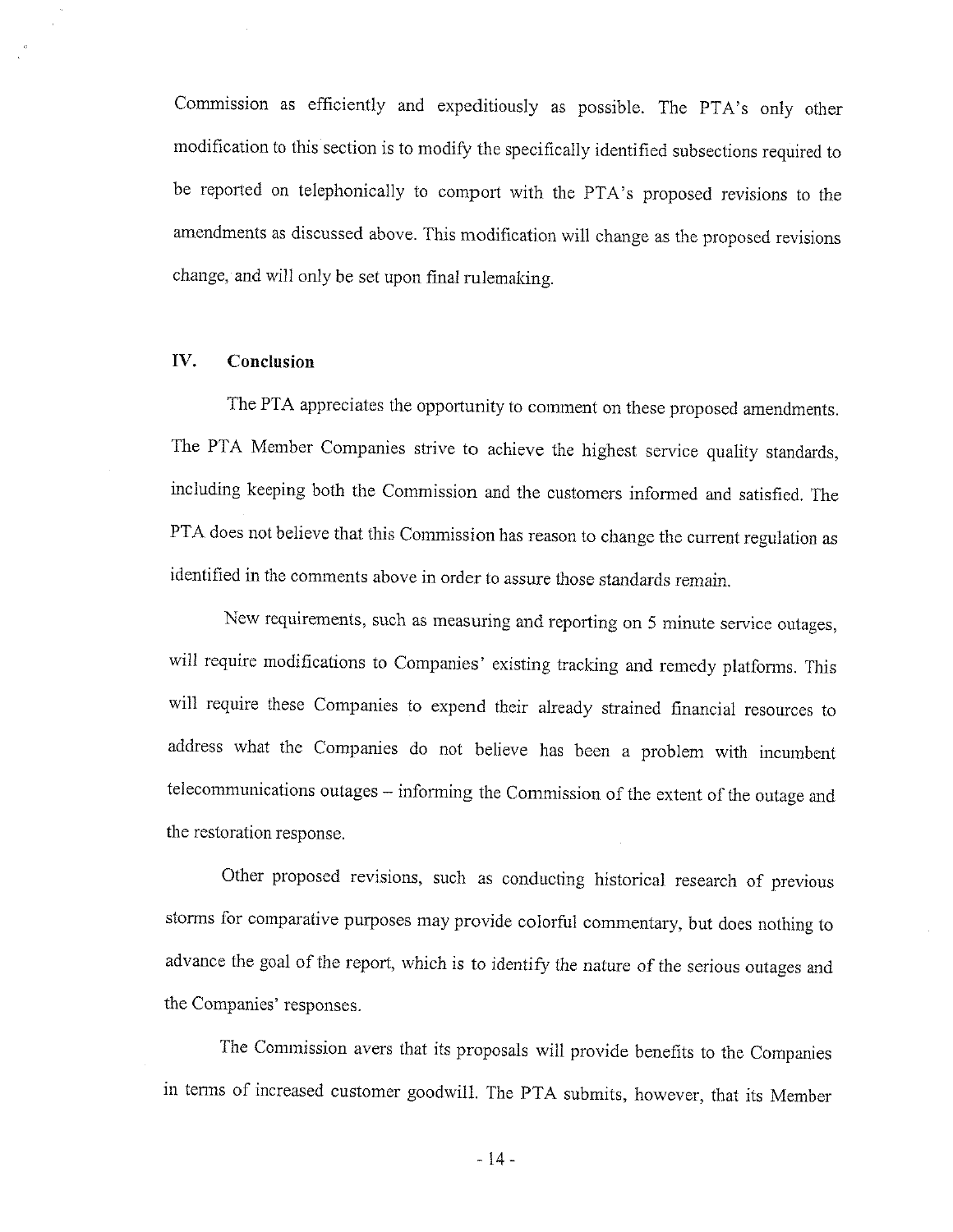Commission as efficiently and expeditiously as possible. The PTA's only other modification to this section is to modify the specifically identified subsections required to be reported on telephonically to comport with the PTA's proposed revisions to the amendments as discussed above. This modification will change as the proposed revisions change, and will only be set upon final rulemaking.

## IV. Conclusion

The PTA appreciates the opportunity to comment on these proposed amendments. The PTA Member Companies strive to achieve the highest service quality standards, including keeping both the Commission and the customers informed and satisfied. The PTA does not believe that this Commission has reason to change the current regulation as identified in the comments above in order to assure those standards remain.

New requirements, such as measuring and reporting on 5 minute service outages, will require modifications to Companies' existing tracking and remedy platforms. This will require these Companies to expend their already strained financial resources to address what the Companies do not believe has been a problem with incumbent telecommunications outages – informing the Commission of the extent of the outage and the restoration response.

Other proposed revisions, such as conducting historical research of previous storms for comparative purposes may provide colorful commentary, but does nothing to advance the goal of the report, which is to identify the nature of the serious outages and the Companies' responses.

The Commission avers that its proposals will provide benefits to the Companies in terms of increased customer goodwill. The PTA submits, however, that its Member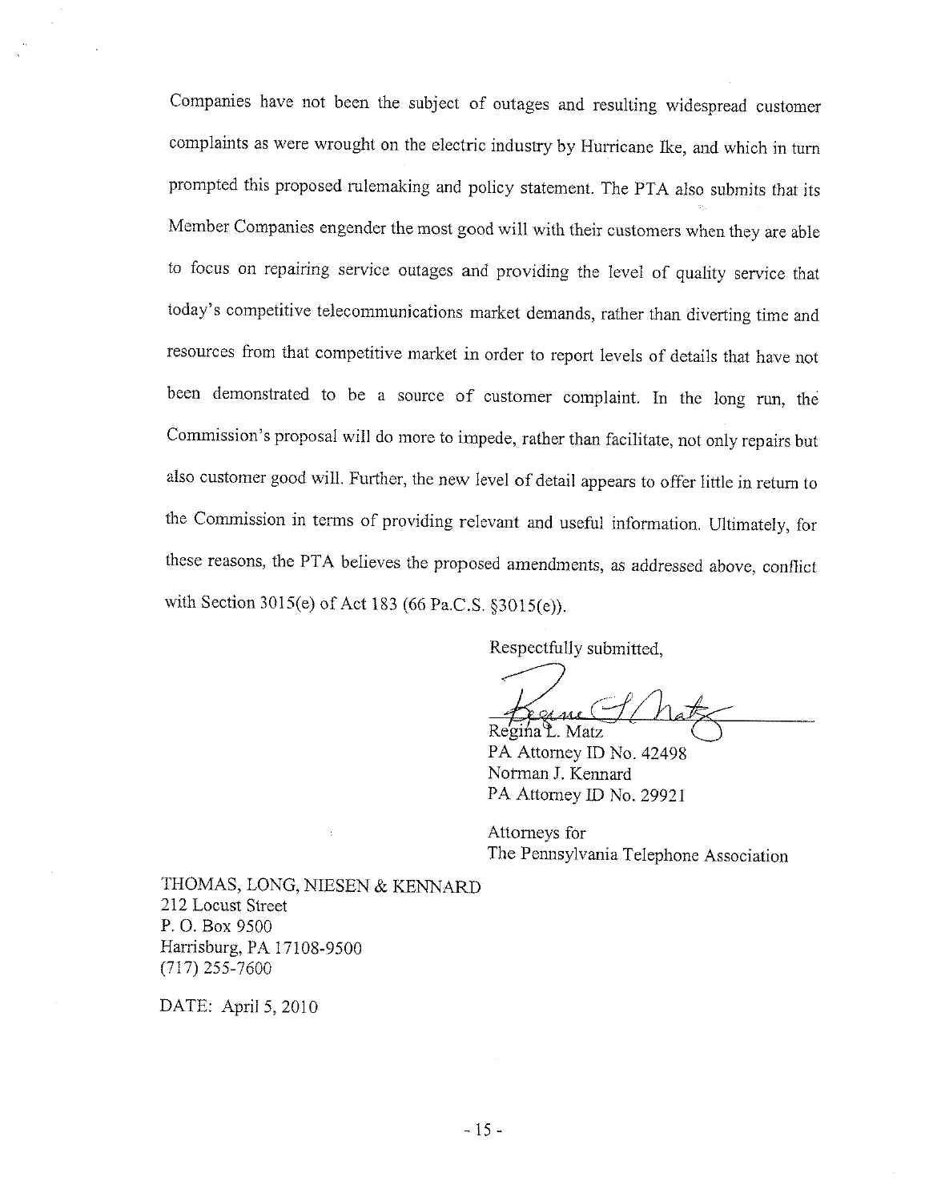Companies have not been the subject of outages and resulting widespread customer complaints as were wrought on the electric industry by Hurricane Ike, and which in turn prompted this proposed rulemaking and policy statement. The PTA also submits that its Member Companies engender the most good will with their customers when they are able to focus on repairing service outages and providing the level of quality service that today's competitive telecommunications market demands, rather than diverting time and resources from that competitive market in order to report levels of details that have not been demonstrated to be a source of customer complaint. In the long run, the Commission's proposal will do more to impede, rather than facilitate, not only repairs but also customer good will. Further, the new level of detail appears to offer little in return to the Commission in terms of providing relevant and useful information. Ultimately, for these reasons, the PTA believes the proposed amendments, as addressed above, conflict with Section 3015(e) of Act 183 (66 Pa.C.S. §3015(e)).

Respectfully submitted,

Regina L. Matz
PA Attorney ID No. 42498
Norman J. Kennard
PA Attorney ID No. 29921

Attorneys for
The Pennsylvania Telephone Association

THOMAS, LONG, NIESEN & KENNARD
212 Locust Street
P. O. Box 9500
Harrisburg, PA 17108-9500
(717) 255-7600

DATE: April 5, 2010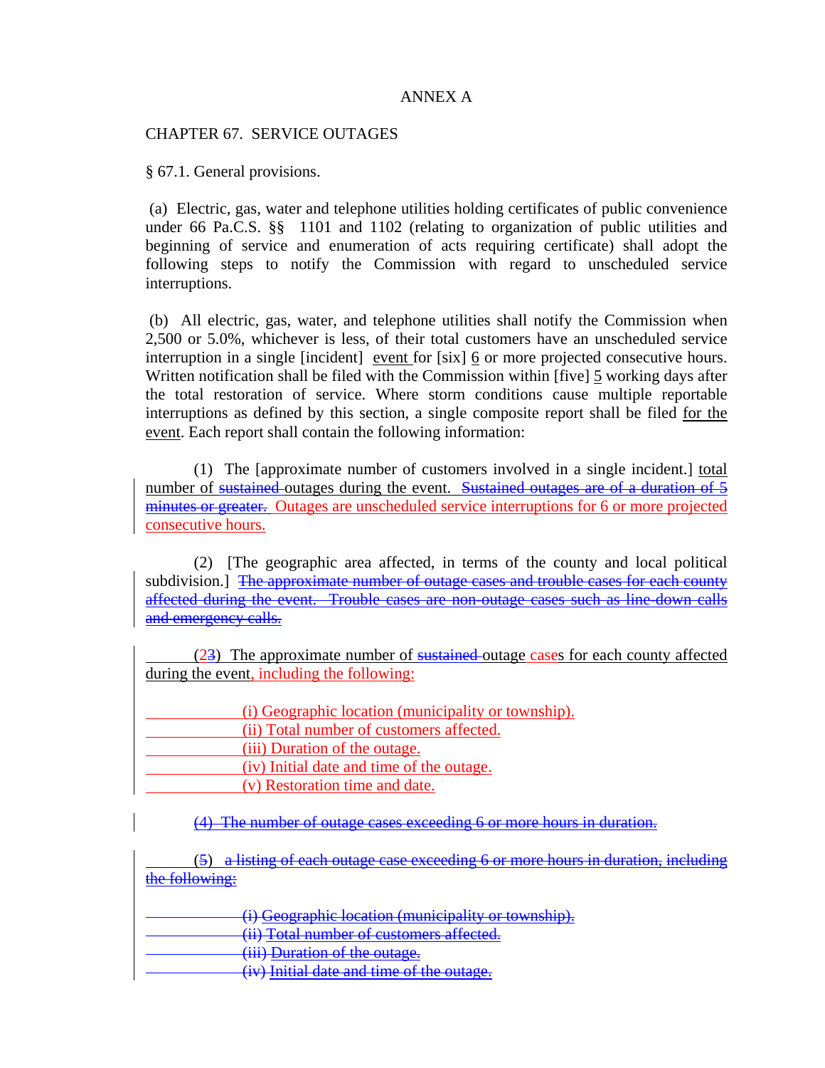ANNEX A

CHAPTER 67. SERVICE OUTAGES

§ 67.1. General provisions.

(a) Electric, gas, water and telephone utilities holding certificates of public convenience under 66 Pa.C.S. §§ 1101 and 1102 (relating to organization of public utilities and beginning of service and enumeration of acts requiring certificate) shall adopt the following steps to notify the Commission with regard to unscheduled service interruptions.

(b) All electric, gas, water, and telephone utilities shall notify the Commission when 2,500 or 5.0%, whichever is less, of their total customers have an unscheduled service interruption in a single [incident] event for [six] 6 or more projected consecutive hours. Written notification shall be filed with the Commission within [five] 5 working days after the total restoration of service. Where storm conditions cause multiple reportable interruptions as defined by this section, a single composite report shall be filed for the event. Each report shall contain the following information:

(1) The [approximate number of customers involved in a single incident.] total number of ~~sustained~~ outages during the event. ~~Sustained outages are of a duration of 5 minutes or greater.~~ Outages are unscheduled service interruptions for 6 or more projected consecutive hours.

(2) [The geographic area affected, in terms of the county and local political subdivision.] ~~The approximate number of outage cases and trouble cases for each county affected during the event. Trouble cases are non-outage cases such as line-down calls and emergency calls.~~

(2~~3~~) The approximate number of ~~sustained~~ outage cases for each county affected during the event, including the following:

(i) Geographic location (municipality or township).
(ii) Total number of customers affected.
(iii) Duration of the outage.
(iv) Initial date and time of the outage.
(v) Restoration time and date.

~~(4) The number of outage cases exceeding 6 or more hours in duration.~~

(~~5~~) ~~a listing of each outage case exceeding 6 or more hours in duration, including the following:~~

~~(i) Geographic location (municipality or township).~~
~~(ii) Total number of customers affected.~~
~~(iii) Duration of the outage.~~
~~(iv) Initial date and time of the outage.~~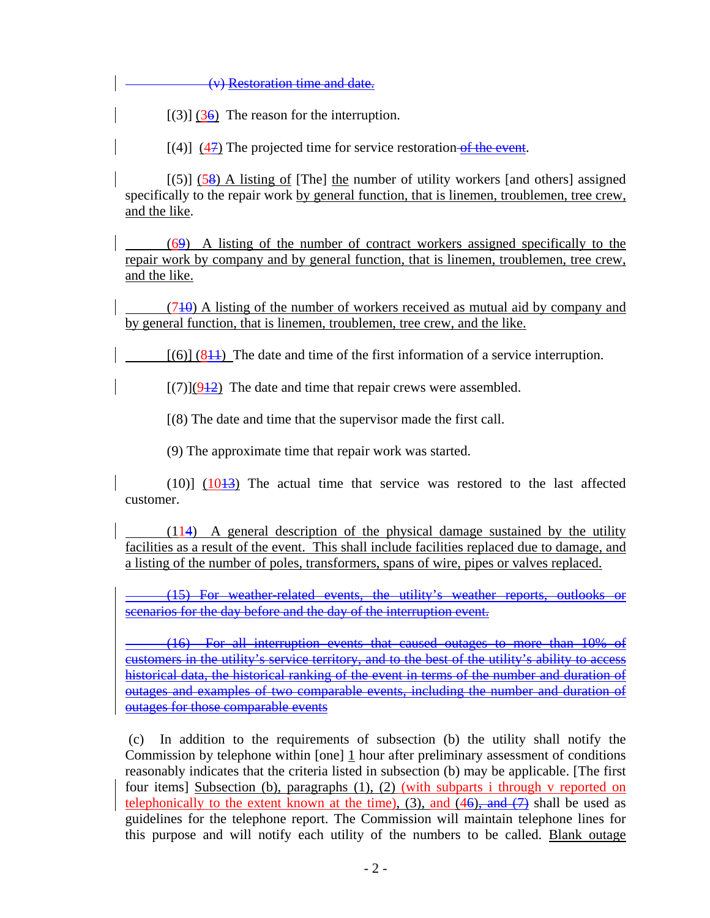(v) Restoration time and date.

[(3)] (36) The reason for the interruption.

[(4)] (47) The projected time for service restoration of the event.

[(5)] (58) A listing of [The] the number of utility workers [and others] assigned specifically to the repair work by general function, that is linemen, troublemen, tree crew, and the like.

(69) A listing of the number of contract workers assigned specifically to the repair work by company and by general function, that is linemen, troublemen, tree crew, and the like.

(710) A listing of the number of workers received as mutual aid by company and by general function, that is linemen, troublemen, tree crew, and the like.

[(6)] (811) The date and time of the first information of a service interruption.

[(7)](912) The date and time that repair crews were assembled.

[(8) The date and time that the supervisor made the first call.

(9) The approximate time that repair work was started.

(10)] (1013) The actual time that service was restored to the last affected customer.

(114) A general description of the physical damage sustained by the utility facilities as a result of the event. This shall include facilities replaced due to damage, and a listing of the number of poles, transformers, spans of wire, pipes or valves replaced.

(15) For weather-related events, the utility's weather reports, outlooks or scenarios for the day before and the day of the interruption event.

(16) For all interruption events that caused outages to more than 10% of customers in the utility's service territory, and to the best of the utility's ability to access historical data, the historical ranking of the event in terms of the number and duration of outages and examples of two comparable events, including the number and duration of outages for those comparable events

(c) In addition to the requirements of subsection (b) the utility shall notify the Commission by telephone within [one] 1 hour after preliminary assessment of conditions reasonably indicates that the criteria listed in subsection (b) may be applicable. [The first four items] Subsection (b), paragraphs (1), (2) (with subparts i through v reported on telephonically to the extent known at the time), (3), and (46), and (7) shall be used as guidelines for the telephone report. The Commission will maintain telephone lines for this purpose and will notify each utility of the numbers to be called. Blank outage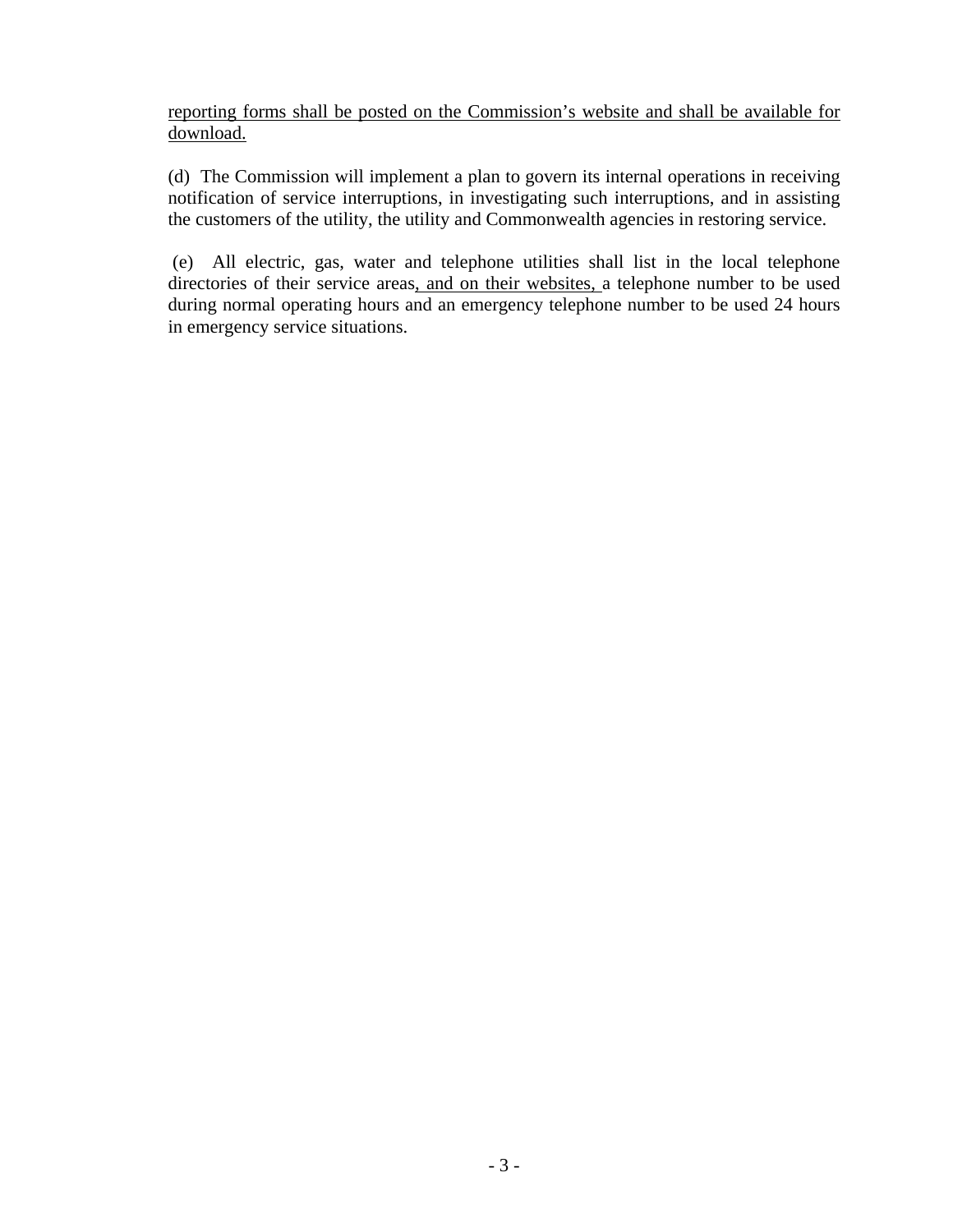reporting forms shall be posted on the Commission's website and shall be available for download.

(d) The Commission will implement a plan to govern its internal operations in receiving notification of service interruptions, in investigating such interruptions, and in assisting the customers of the utility, the utility and Commonwealth agencies in restoring service.

(e) All electric, gas, water and telephone utilities shall list in the local telephone directories of their service areas, and on their websites, a telephone number to be used during normal operating hours and an emergency telephone number to be used 24 hours in emergency service situations.